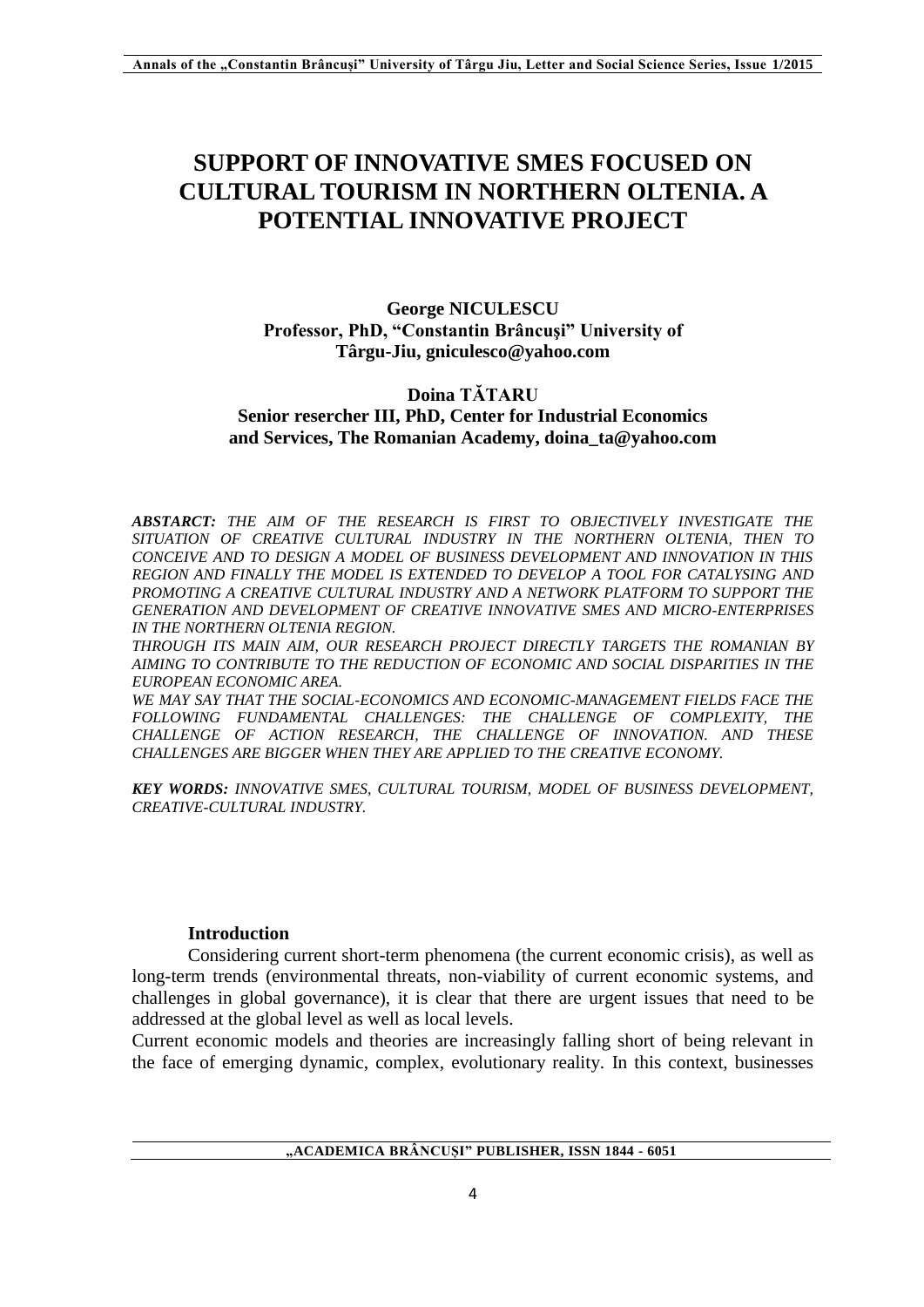# SUPPORT OF INNOVATIVE SMES FOCUSED ON CULTURAL TOURISM IN NORTHERN OLTENIA. A POTENTIAL INNOVATIVE PROJECT

**George NICULESCU**
**Professor, PhD, "Constantin Brâncuşi" University of Târgu-Jiu, gniculesco@yahoo.com**

**Doina TĂTARU**
**Senior resercher III, PhD, Center for Industrial Economics and Services, The Romanian Academy, doina_ta@yahoo.com**

***ABSTARCT:*** *THE AIM OF THE RESEARCH IS FIRST TO OBJECTIVELY INVESTIGATE THE SITUATION OF CREATIVE CULTURAL INDUSTRY IN THE NORTHERN OLTENIA, THEN TO CONCEIVE AND TO DESIGN A MODEL OF BUSINESS DEVELOPMENT AND INNOVATION IN THIS REGION AND FINALLY THE MODEL IS EXTENDED TO DEVELOP A TOOL FOR CATALYSING AND PROMOTING A CREATIVE CULTURAL INDUSTRY AND A NETWORK PLATFORM TO SUPPORT THE GENERATION AND DEVELOPMENT OF CREATIVE INNOVATIVE SMES AND MICRO-ENTERPRISES IN THE NORTHERN OLTENIA REGION.*

*THROUGH ITS MAIN AIM, OUR RESEARCH PROJECT DIRECTLY TARGETS THE ROMANIAN BY AIMING TO CONTRIBUTE TO THE REDUCTION OF ECONOMIC AND SOCIAL DISPARITIES IN THE EUROPEAN ECONOMIC AREA.*

*WE MAY SAY THAT THE SOCIAL-ECONOMICS AND ECONOMIC-MANAGEMENT FIELDS FACE THE FOLLOWING FUNDAMENTAL CHALLENGES: THE CHALLENGE OF COMPLEXITY, THE CHALLENGE OF ACTION RESEARCH, THE CHALLENGE OF INNOVATION. AND THESE CHALLENGES ARE BIGGER WHEN THEY ARE APPLIED TO THE CREATIVE ECONOMY.*

***KEY WORDS:*** *INNOVATIVE SMES, CULTURAL TOURISM, MODEL OF BUSINESS DEVELOPMENT, CREATIVE-CULTURAL INDUSTRY.*

## Introduction

Considering current short-term phenomena (the current economic crisis), as well as long-term trends (environmental threats, non-viability of current economic systems, and challenges in global governance), it is clear that there are urgent issues that need to be addressed at the global level as well as local levels.

Current economic models and theories are increasingly falling short of being relevant in the face of emerging dynamic, complex, evolutionary reality. In this context, businesses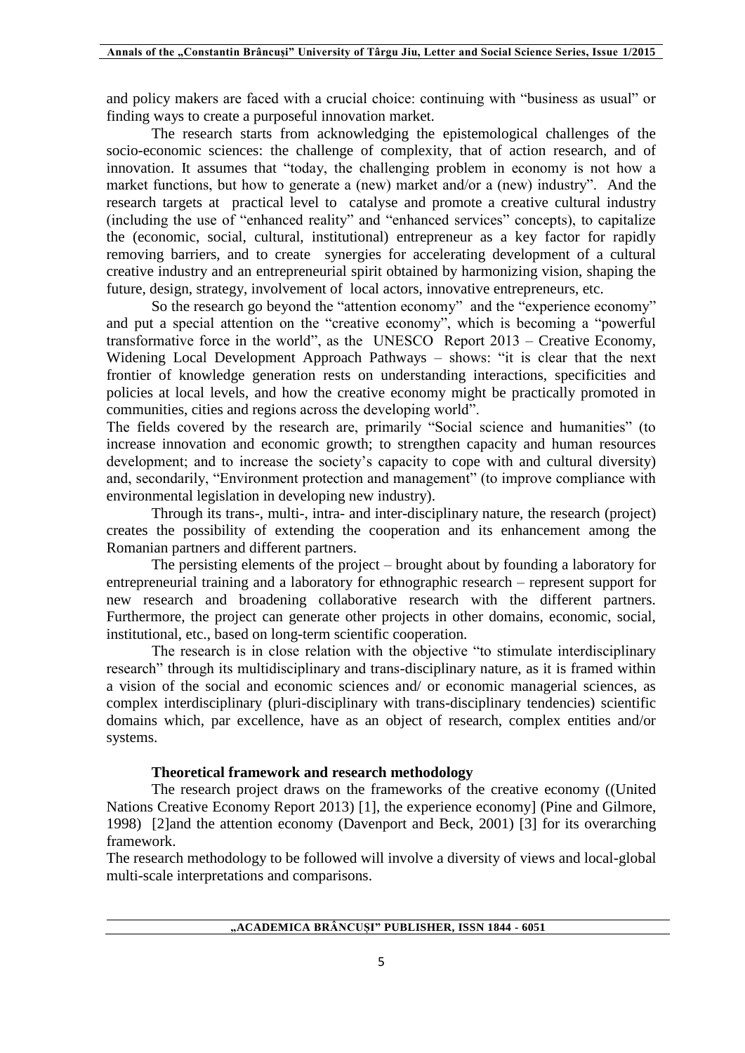and policy makers are faced with a crucial choice: continuing with "business as usual" or finding ways to create a purposeful innovation market.

The research starts from acknowledging the epistemological challenges of the socio-economic sciences: the challenge of complexity, that of action research, and of innovation. It assumes that "today, the challenging problem in economy is not how a market functions, but how to generate a (new) market and/or a (new) industry". And the research targets at practical level to catalyse and promote a creative cultural industry (including the use of "enhanced reality" and "enhanced services" concepts), to capitalize the (economic, social, cultural, institutional) entrepreneur as a key factor for rapidly removing barriers, and to create synergies for accelerating development of a cultural creative industry and an entrepreneurial spirit obtained by harmonizing vision, shaping the future, design, strategy, involvement of local actors, innovative entrepreneurs, etc.

So the research go beyond the "attention economy" and the "experience economy" and put a special attention on the "creative economy", which is becoming a "powerful transformative force in the world", as the UNESCO Report 2013 – Creative Economy, Widening Local Development Approach Pathways – shows: "it is clear that the next frontier of knowledge generation rests on understanding interactions, specificities and policies at local levels, and how the creative economy might be practically promoted in communities, cities and regions across the developing world".

The fields covered by the research are, primarily "Social science and humanities" (to increase innovation and economic growth; to strengthen capacity and human resources development; and to increase the society's capacity to cope with and cultural diversity) and, secondarily, "Environment protection and management" (to improve compliance with environmental legislation in developing new industry).

Through its trans-, multi-, intra- and inter-disciplinary nature, the research (project) creates the possibility of extending the cooperation and its enhancement among the Romanian partners and different partners.

The persisting elements of the project – brought about by founding a laboratory for entrepreneurial training and a laboratory for ethnographic research – represent support for new research and broadening collaborative research with the different partners. Furthermore, the project can generate other projects in other domains, economic, social, institutional, etc., based on long-term scientific cooperation.

The research is in close relation with the objective "to stimulate interdisciplinary research" through its multidisciplinary and trans-disciplinary nature, as it is framed within a vision of the social and economic sciences and/ or economic managerial sciences, as complex interdisciplinary (pluri-disciplinary with trans-disciplinary tendencies) scientific domains which, par excellence, have as an object of research, complex entities and/or systems.

### Theoretical framework and research methodology

The research project draws on the frameworks of the creative economy ((United Nations Creative Economy Report 2013) [1], the experience economy] (Pine and Gilmore, 1998) [2]and the attention economy (Davenport and Beck, 2001) [3] for its overarching framework.

The research methodology to be followed will involve a diversity of views and local-global multi-scale interpretations and comparisons.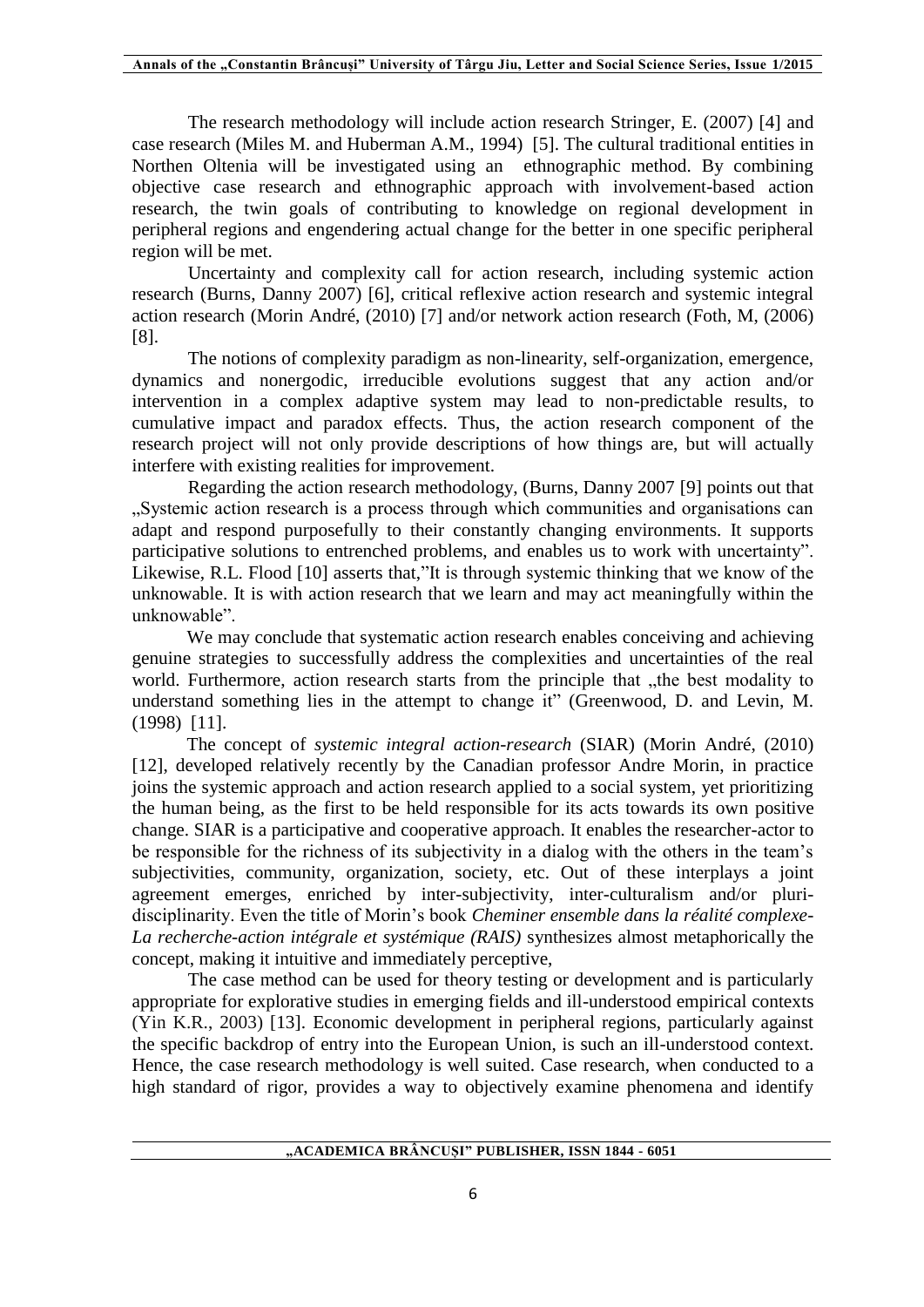The research methodology will include action research Stringer, E. (2007) [4] and case research (Miles M. and Huberman A.M., 1994) [5]. The cultural traditional entities in Northen Oltenia will be investigated using an ethnographic method. By combining objective case research and ethnographic approach with involvement-based action research, the twin goals of contributing to knowledge on regional development in peripheral regions and engendering actual change for the better in one specific peripheral region will be met.

Uncertainty and complexity call for action research, including systemic action research (Burns, Danny 2007) [6], critical reflexive action research and systemic integral action research (Morin André, (2010) [7] and/or network action research (Foth, M, (2006) [8].

The notions of complexity paradigm as non-linearity, self-organization, emergence, dynamics and nonergodic, irreducible evolutions suggest that any action and/or intervention in a complex adaptive system may lead to non-predictable results, to cumulative impact and paradox effects. Thus, the action research component of the research project will not only provide descriptions of how things are, but will actually interfere with existing realities for improvement.

Regarding the action research methodology, (Burns, Danny 2007 [9] points out that „Systemic action research is a process through which communities and organisations can adapt and respond purposefully to their constantly changing environments. It supports participative solutions to entrenched problems, and enables us to work with uncertainty". Likewise, R.L. Flood [10] asserts that,"It is through systemic thinking that we know of the unknowable. It is with action research that we learn and may act meaningfully within the unknowable".

We may conclude that systematic action research enables conceiving and achieving genuine strategies to successfully address the complexities and uncertainties of the real world. Furthermore, action research starts from the principle that „the best modality to understand something lies in the attempt to change it" (Greenwood, D. and Levin, M. (1998) [11].

The concept of *systemic integral action-research* (SIAR) (Morin André, (2010) [12], developed relatively recently by the Canadian professor Andre Morin, in practice joins the systemic approach and action research applied to a social system, yet prioritizing the human being, as the first to be held responsible for its acts towards its own positive change. SIAR is a participative and cooperative approach. It enables the researcher-actor to be responsible for the richness of its subjectivity in a dialog with the others in the team's subjectivities, community, organization, society, etc. Out of these interplays a joint agreement emerges, enriched by inter-subjectivity, inter-culturalism and/or pluri-disciplinarity. Even the title of Morin's book *Cheminer ensemble dans la réalité complexe-La recherche-action intégrale et systémique (RAIS)* synthesizes almost metaphorically the concept, making it intuitive and immediately perceptive,

The case method can be used for theory testing or development and is particularly appropriate for explorative studies in emerging fields and ill-understood empirical contexts (Yin K.R., 2003) [13]. Economic development in peripheral regions, particularly against the specific backdrop of entry into the European Union, is such an ill-understood context. Hence, the case research methodology is well suited. Case research, when conducted to a high standard of rigor, provides a way to objectively examine phenomena and identify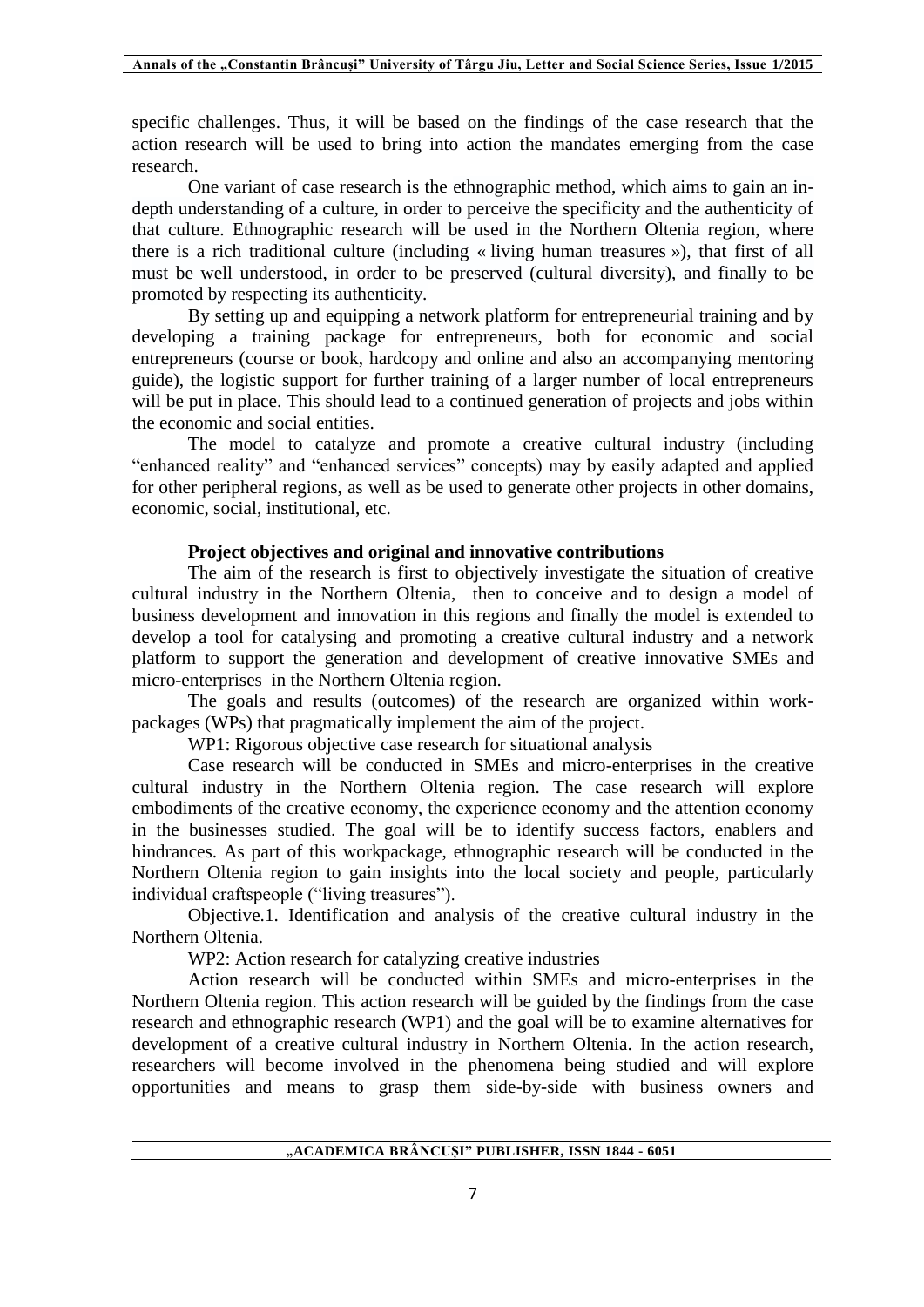specific challenges. Thus, it will be based on the findings of the case research that the action research will be used to bring into action the mandates emerging from the case research.

One variant of case research is the ethnographic method, which aims to gain an in-depth understanding of a culture, in order to perceive the specificity and the authenticity of that culture. Ethnographic research will be used in the Northern Oltenia region, where there is a rich traditional culture (including « living human treasures »), that first of all must be well understood, in order to be preserved (cultural diversity), and finally to be promoted by respecting its authenticity.

By setting up and equipping a network platform for entrepreneurial training and by developing a training package for entrepreneurs, both for economic and social entrepreneurs (course or book, hardcopy and online and also an accompanying mentoring guide), the logistic support for further training of a larger number of local entrepreneurs will be put in place. This should lead to a continued generation of projects and jobs within the economic and social entities.

The model to catalyze and promote a creative cultural industry (including "enhanced reality" and "enhanced services" concepts) may by easily adapted and applied for other peripheral regions, as well as be used to generate other projects in other domains, economic, social, institutional, etc.

**Project objectives and original and innovative contributions**

The aim of the research is first to objectively investigate the situation of creative cultural industry in the Northern Oltenia, then to conceive and to design a model of business development and innovation in this regions and finally the model is extended to develop a tool for catalysing and promoting a creative cultural industry and a network platform to support the generation and development of creative innovative SMEs and micro-enterprises in the Northern Oltenia region.

The goals and results (outcomes) of the research are organized within work-packages (WPs) that pragmatically implement the aim of the project.

WP1: Rigorous objective case research for situational analysis

Case research will be conducted in SMEs and micro-enterprises in the creative cultural industry in the Northern Oltenia region. The case research will explore embodiments of the creative economy, the experience economy and the attention economy in the businesses studied. The goal will be to identify success factors, enablers and hindrances. As part of this workpackage, ethnographic research will be conducted in the Northern Oltenia region to gain insights into the local society and people, particularly individual craftspeople ("living treasures").

Objective.1. Identification and analysis of the creative cultural industry in the Northern Oltenia.

WP2: Action research for catalyzing creative industries

Action research will be conducted within SMEs and micro-enterprises in the Northern Oltenia region. This action research will be guided by the findings from the case research and ethnographic research (WP1) and the goal will be to examine alternatives for development of a creative cultural industry in Northern Oltenia. In the action research, researchers will become involved in the phenomena being studied and will explore opportunities and means to grasp them side-by-side with business owners and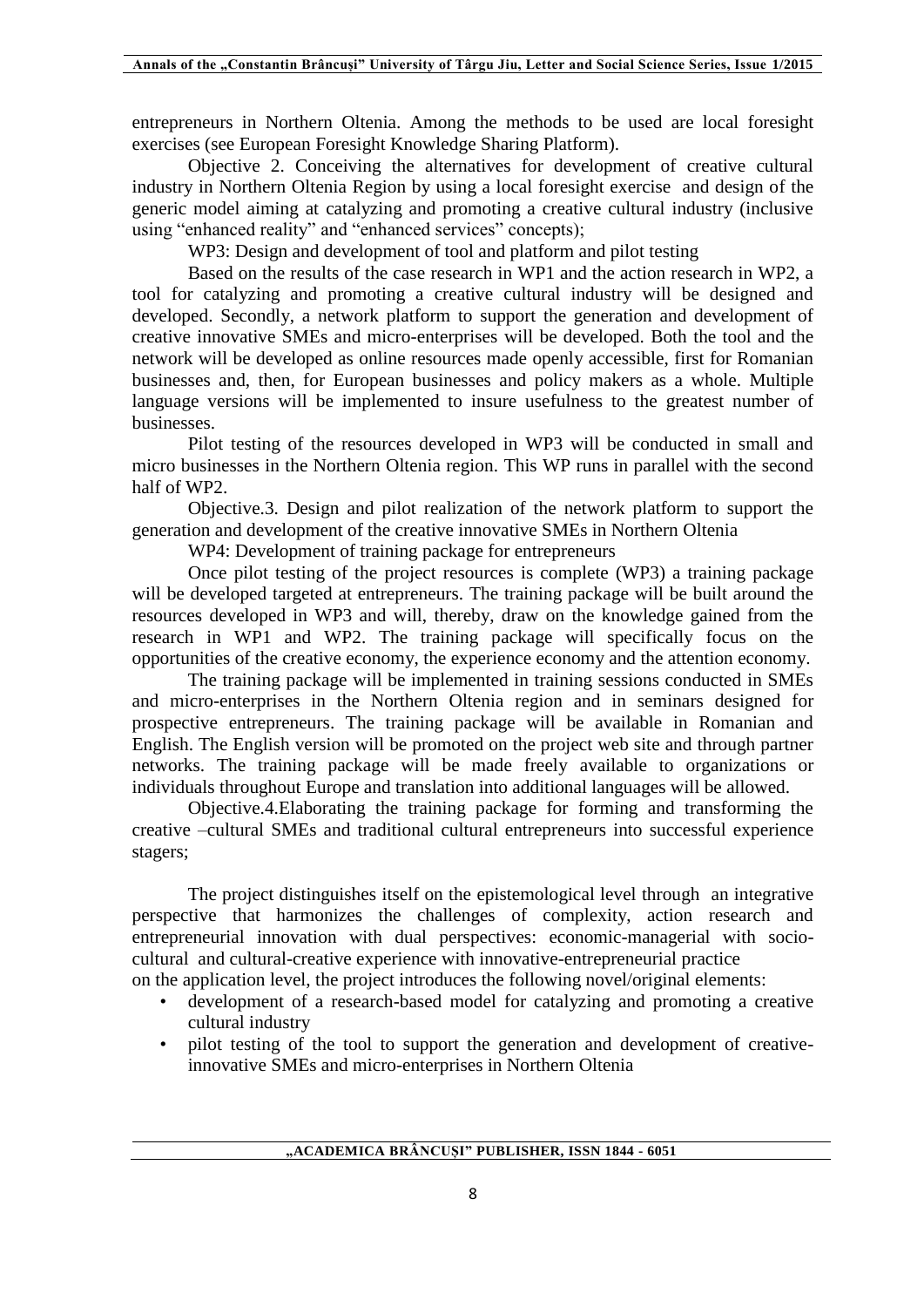entrepreneurs in Northern Oltenia. Among the methods to be used are local foresight exercises (see European Foresight Knowledge Sharing Platform).

Objective 2. Conceiving the alternatives for development of creative cultural industry in Northern Oltenia Region by using a local foresight exercise and design of the generic model aiming at catalyzing and promoting a creative cultural industry (inclusive using "enhanced reality" and "enhanced services" concepts);

WP3: Design and development of tool and platform and pilot testing

Based on the results of the case research in WP1 and the action research in WP2, a tool for catalyzing and promoting a creative cultural industry will be designed and developed. Secondly, a network platform to support the generation and development of creative innovative SMEs and micro-enterprises will be developed. Both the tool and the network will be developed as online resources made openly accessible, first for Romanian businesses and, then, for European businesses and policy makers as a whole. Multiple language versions will be implemented to insure usefulness to the greatest number of businesses.

Pilot testing of the resources developed in WP3 will be conducted in small and micro businesses in the Northern Oltenia region. This WP runs in parallel with the second half of WP2.

Objective.3. Design and pilot realization of the network platform to support the generation and development of the creative innovative SMEs in Northern Oltenia

WP4: Development of training package for entrepreneurs

Once pilot testing of the project resources is complete (WP3) a training package will be developed targeted at entrepreneurs. The training package will be built around the resources developed in WP3 and will, thereby, draw on the knowledge gained from the research in WP1 and WP2. The training package will specifically focus on the opportunities of the creative economy, the experience economy and the attention economy.

The training package will be implemented in training sessions conducted in SMEs and micro-enterprises in the Northern Oltenia region and in seminars designed for prospective entrepreneurs. The training package will be available in Romanian and English. The English version will be promoted on the project web site and through partner networks. The training package will be made freely available to organizations or individuals throughout Europe and translation into additional languages will be allowed.

Objective.4.Elaborating the training package for forming and transforming the creative –cultural SMEs and traditional cultural entrepreneurs into successful experience stagers;

The project distinguishes itself on the epistemological level through an integrative perspective that harmonizes the challenges of complexity, action research and entrepreneurial innovation with dual perspectives: economic-managerial with socio-cultural and cultural-creative experience with innovative-entrepreneurial practice
on the application level, the project introduces the following novel/original elements:

- development of a research-based model for catalyzing and promoting a creative cultural industry
- pilot testing of the tool to support the generation and development of creative-innovative SMEs and micro-enterprises in Northern Oltenia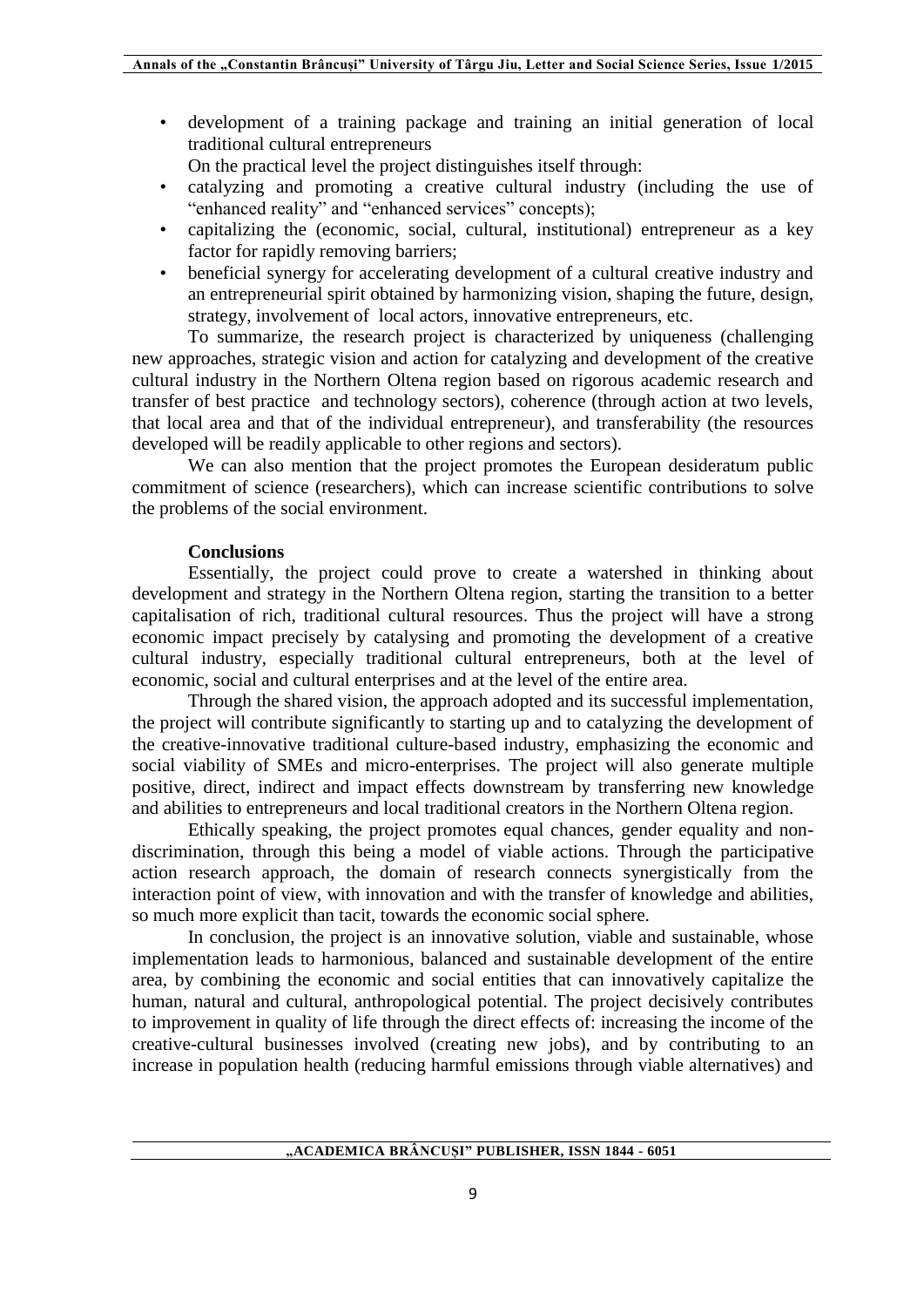- development of a training package and training an initial generation of local traditional cultural entrepreneurs

On the practical level the project distinguishes itself through:

- catalyzing and promoting a creative cultural industry (including the use of "enhanced reality" and "enhanced services" concepts);
- capitalizing the (economic, social, cultural, institutional) entrepreneur as a key factor for rapidly removing barriers;
- beneficial synergy for accelerating development of a cultural creative industry and an entrepreneurial spirit obtained by harmonizing vision, shaping the future, design, strategy, involvement of local actors, innovative entrepreneurs, etc.

To summarize, the research project is characterized by uniqueness (challenging new approaches, strategic vision and action for catalyzing and development of the creative cultural industry in the Northern Oltena region based on rigorous academic research and transfer of best practice and technology sectors), coherence (through action at two levels, that local area and that of the individual entrepreneur), and transferability (the resources developed will be readily applicable to other regions and sectors).

We can also mention that the project promotes the European desideratum public commitment of science (researchers), which can increase scientific contributions to solve the problems of the social environment.

**Conclusions**

Essentially, the project could prove to create a watershed in thinking about development and strategy in the Northern Oltena region, starting the transition to a better capitalisation of rich, traditional cultural resources. Thus the project will have a strong economic impact precisely by catalysing and promoting the development of a creative cultural industry, especially traditional cultural entrepreneurs, both at the level of economic, social and cultural enterprises and at the level of the entire area.

Through the shared vision, the approach adopted and its successful implementation, the project will contribute significantly to starting up and to catalyzing the development of the creative-innovative traditional culture-based industry, emphasizing the economic and social viability of SMEs and micro-enterprises. The project will also generate multiple positive, direct, indirect and impact effects downstream by transferring new knowledge and abilities to entrepreneurs and local traditional creators in the Northern Oltena region.

Ethically speaking, the project promotes equal chances, gender equality and non-discrimination, through this being a model of viable actions. Through the participative action research approach, the domain of research connects synergistically from the interaction point of view, with innovation and with the transfer of knowledge and abilities, so much more explicit than tacit, towards the economic social sphere.

In conclusion, the project is an innovative solution, viable and sustainable, whose implementation leads to harmonious, balanced and sustainable development of the entire area, by combining the economic and social entities that can innovatively capitalize the human, natural and cultural, anthropological potential. The project decisively contributes to improvement in quality of life through the direct effects of: increasing the income of the creative-cultural businesses involved (creating new jobs), and by contributing to an increase in population health (reducing harmful emissions through viable alternatives) and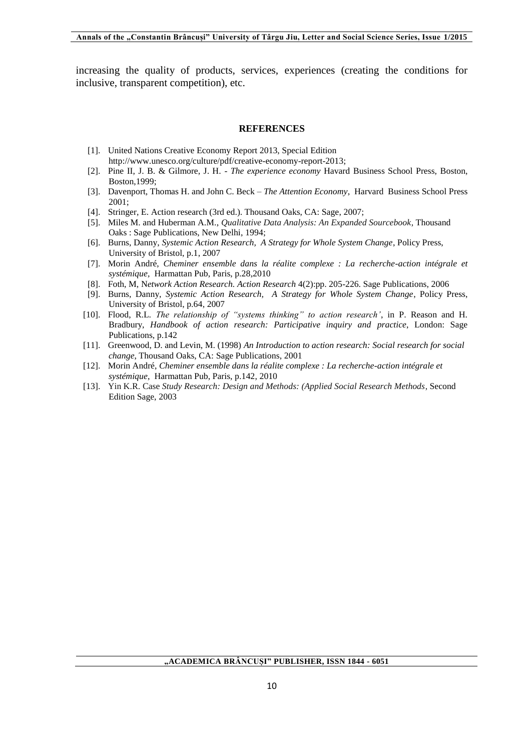increasing the quality of products, services, experiences (creating the conditions for inclusive, transparent competition), etc.

## REFERENCES

[1]. United Nations Creative Economy Report 2013, Special Edition http://www.unesco.org/culture/pdf/creative-economy-report-2013;

[2]. Pine II, J. B. & Gilmore, J. H. - *The experience economy* Havard Business School Press, Boston, Boston,1999;

[3]. Davenport, Thomas H. and John C. Beck – *The Attention Economy*, Harvard Business School Press 2001;

[4]. Stringer, E. Action research (3rd ed.). Thousand Oaks, CA: Sage, 2007;

[5]. Miles M. and Huberman A.M., *Qualitative Data Analysis: An Expanded Sourcebook*, Thousand Oaks : Sage Publications, New Delhi, 1994;

[6]. Burns, Danny, *Systemic Action Research, A Strategy for Whole System Change*, Policy Press, University of Bristol, p.1, 2007

[7]. Morin André, *Cheminer ensemble dans la réalite complexe : La recherche-action intégrale et systémique,* Harmattan Pub, Paris, p.28,2010

[8]. Foth, M, N*etwork Action Research. Action Research* 4(2):pp. 205-226. Sage Publications, 2006

[9]. Burns, Danny, *Systemic Action Research, A Strategy for Whole System Change*, Policy Press, University of Bristol, p.64, 2007

[10]. Flood, R.L. *The relationship of "systems thinking" to action research'*, in P. Reason and H. Bradbury, *Handbook of action research: Participative inquiry and practice*, London: Sage Publications, p.142

[11]. Greenwood, D. and Levin, M. (1998) *An Introduction to action research: Social research for social change*, Thousand Oaks, CA: Sage Publications, 2001

[12]. Morin André, *Cheminer ensemble dans la réalite complexe : La recherche-action intégrale et systémique*, Harmattan Pub, Paris, p.142, 2010

[13]. Yin K.R. Case *Study Research: Design and Methods: (Applied Social Research Methods*, Second Edition Sage, 2003